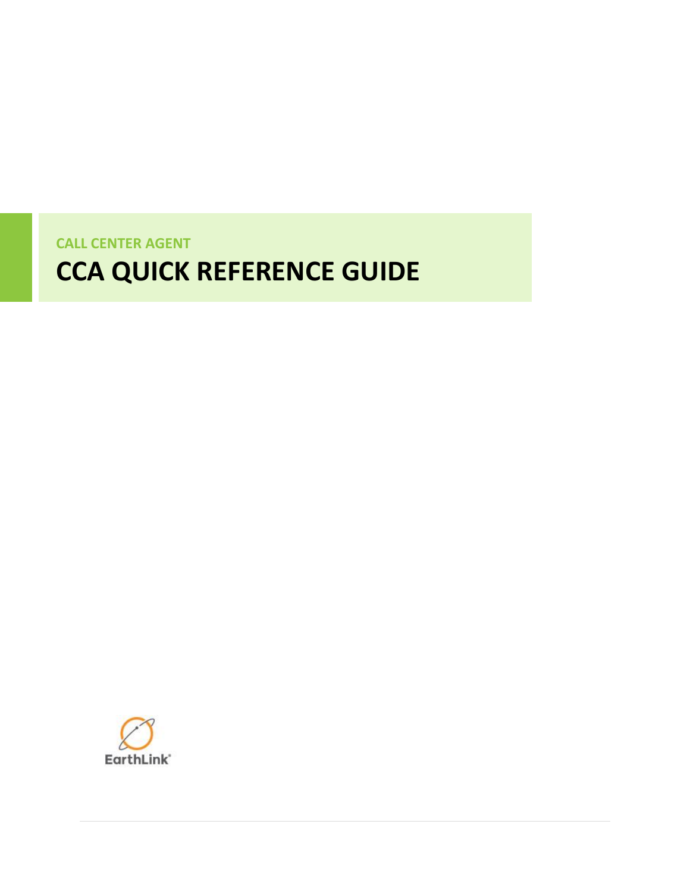CALL CENTER AGENT

# CCA QUICK REFERENCE GUIDE

EarthLink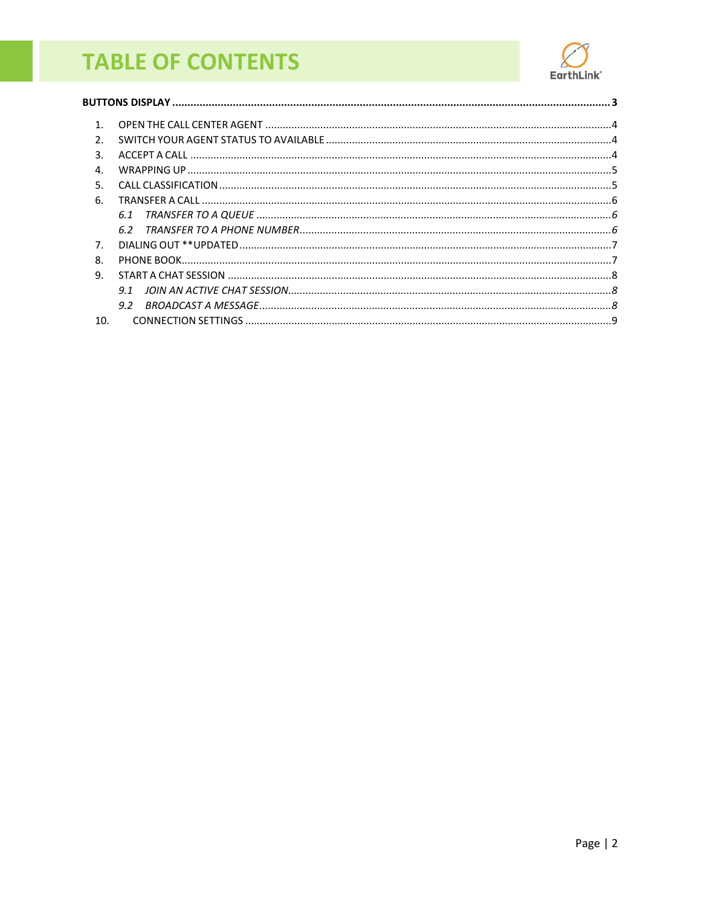# TABLE OF CONTENTS

**BUTTONS DISPLAY** .......... **3**

1. OPEN THE CALL CENTER AGENT .......... 4
2. SWITCH YOUR AGENT STATUS TO AVAILABLE .......... 4
3. ACCEPT A CALL .......... 4
4. WRAPPING UP .......... 5
5. CALL CLASSIFICATION .......... 5
6. TRANSFER A CALL .......... 6
   - *6.1 TRANSFER TO A QUEUE .......... 6*
   - *6.2 TRANSFER TO A PHONE NUMBER .......... 6*
7. DIALING OUT **UPDATED .......... 7
8. PHONE BOOK .......... 7
9. START A CHAT SESSION .......... 8
   - *9.1 JOIN AN ACTIVE CHAT SESSION .......... 8*
   - *9.2 BROADCAST A MESSAGE .......... 8*
10. CONNECTION SETTINGS .......... 9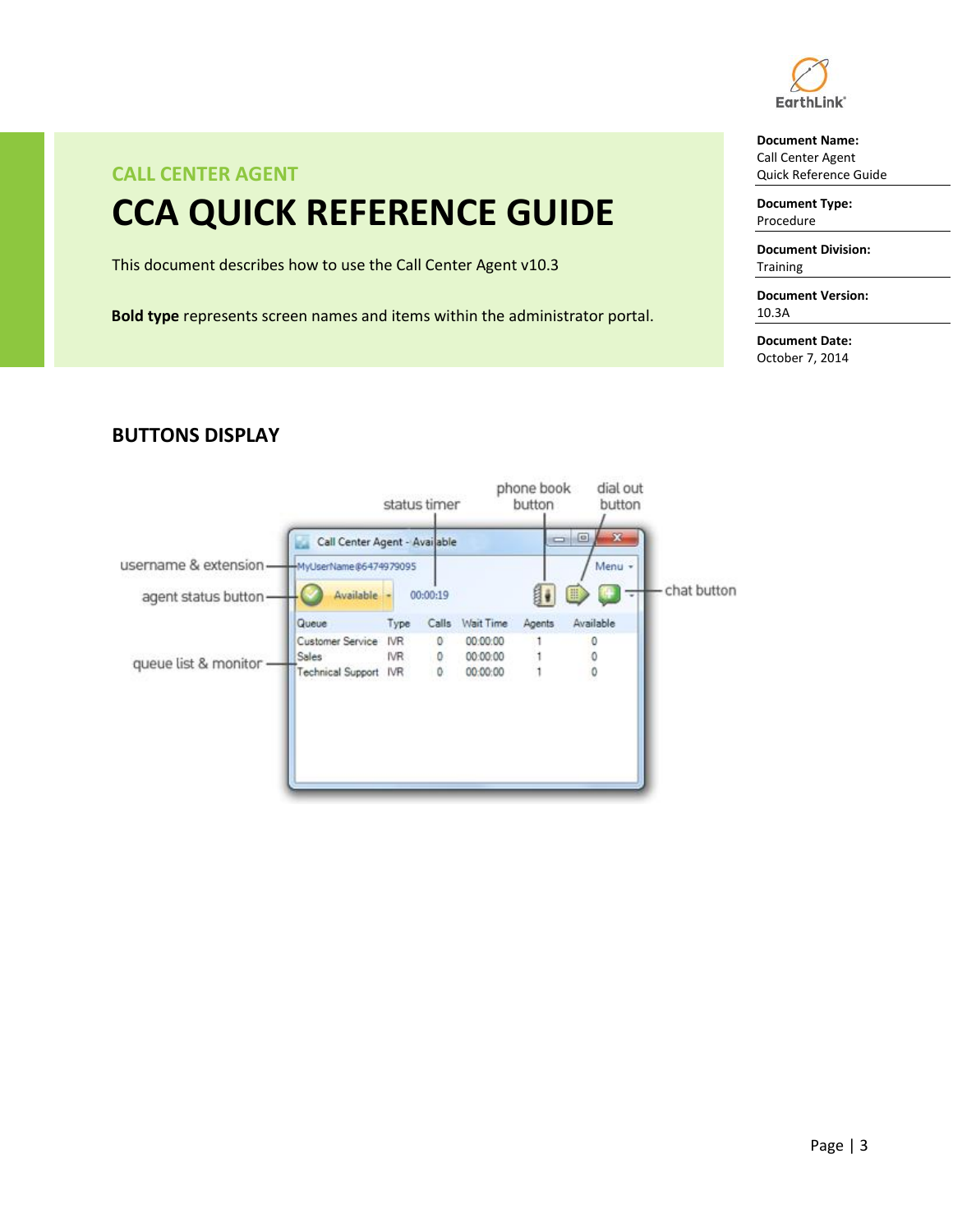CALL CENTER AGENT

# CCA QUICK REFERENCE GUIDE

This document describes how to use the Call Center Agent v10.3

**Bold type** represents screen names and items within the administrator portal.

**Document Name:**
Call Center Agent Quick Reference Guide

**Document Type:**
Procedure

**Document Division:**
Training

**Document Version:**
10.3A

**Document Date:**
October 7, 2014

## BUTTONS DISPLAY

status timer
phone book button
dial out button
username & extension
agent status button
chat button
queue list & monitor

Call Center Agent - Available

MyUserName@6474979095

Menu

Available

00:00:19

| Queue | Type | Calls | Wait Time | Agents | Available |
|---|---|---|---|---|---|
| Customer Service | IVR | 0 | 00:00:00 | 1 | 0 |
| Sales | IVR | 0 | 00:00:00 | 1 | 0 |
| Technical Support | IVR | 0 | 00:00:00 | 1 | 0 |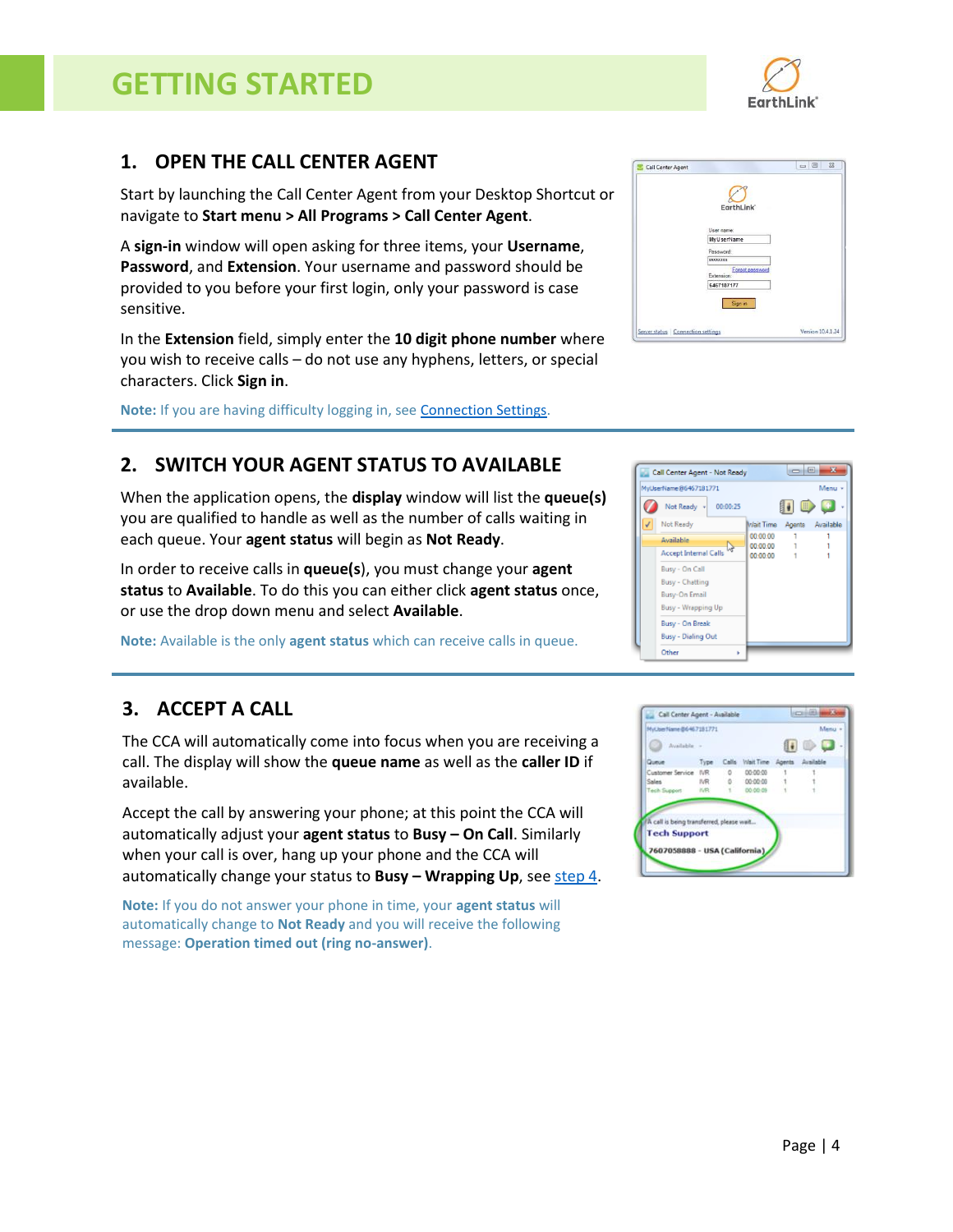# GETTING STARTED

## 1. OPEN THE CALL CENTER AGENT

Start by launching the Call Center Agent from your Desktop Shortcut or navigate to **Start menu > All Programs > Call Center Agent**.

A **sign-in** window will open asking for three items, your **Username**, **Password**, and **Extension**. Your username and password should be provided to you before your first login, only your password is case sensitive.

In the **Extension** field, simply enter the **10 digit phone number** where you wish to receive calls – do not use any hyphens, letters, or special characters. Click **Sign in**.

**Note:** If you are having difficulty logging in, see Connection Settings.

## 2. SWITCH YOUR AGENT STATUS TO AVAILABLE

When the application opens, the **display** window will list the **queue(s)** you are qualified to handle as well as the number of calls waiting in each queue. Your **agent status** will begin as **Not Ready**.

In order to receive calls in **queue(s)**, you must change your **agent status** to **Available**. To do this you can either click **agent status** once, or use the drop down menu and select **Available**.

**Note:** Available is the only **agent status** which can receive calls in queue.

## 3. ACCEPT A CALL

The CCA will automatically come into focus when you are receiving a call. The display will show the **queue name** as well as the **caller ID** if available.

Accept the call by answering your phone; at this point the CCA will automatically adjust your **agent status** to **Busy – On Call**. Similarly when your call is over, hang up your phone and the CCA will automatically change your status to **Busy – Wrapping Up**, see step 4.

**Note:** If you do not answer your phone in time, your **agent status** will automatically change to **Not Ready** and you will receive the following message: **Operation timed out (ring no-answer)**.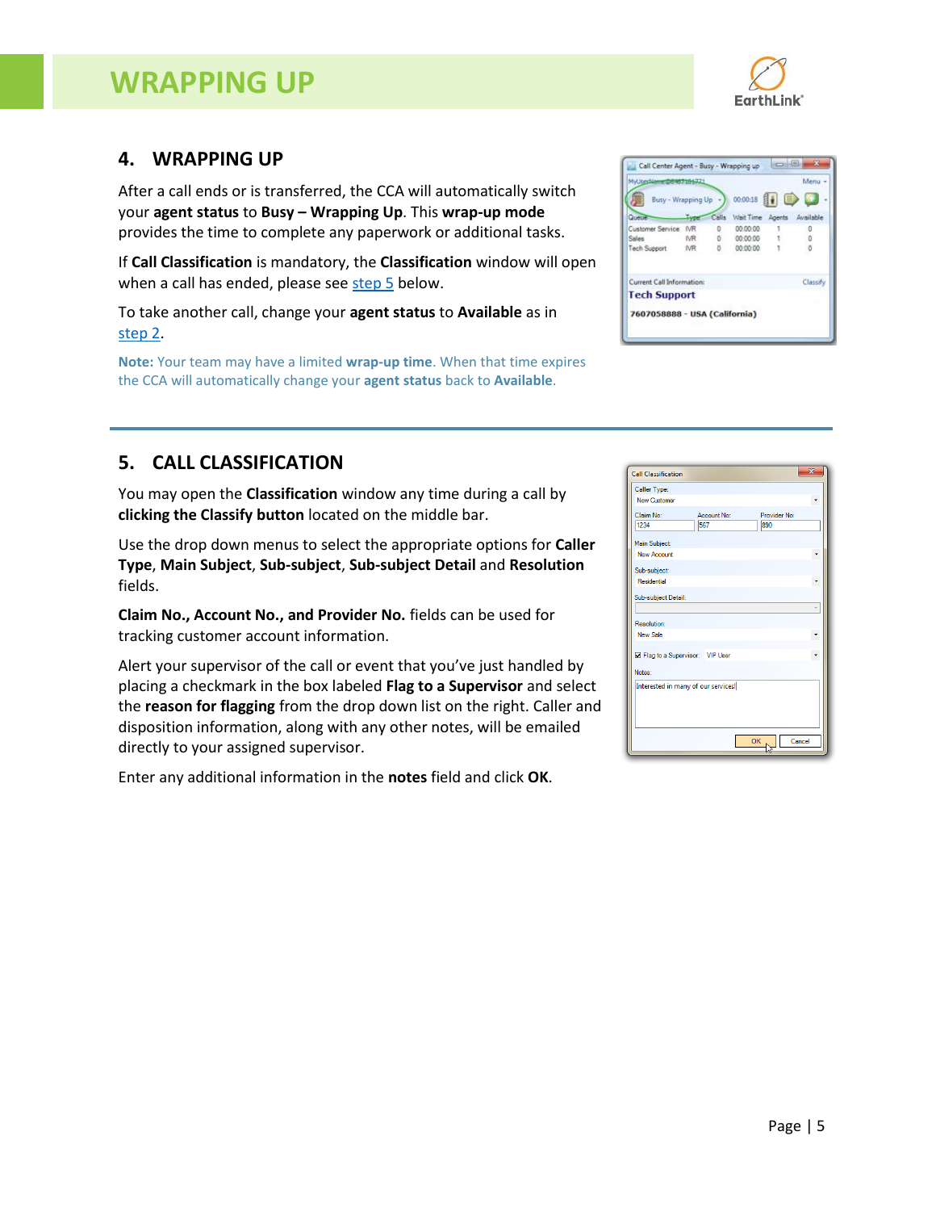# WRAPPING UP

## 4. WRAPPING UP

After a call ends or is transferred, the CCA will automatically switch your **agent status** to **Busy – Wrapping Up**. This **wrap-up mode** provides the time to complete any paperwork or additional tasks.

If **Call Classification** is mandatory, the **Classification** window will open when a call has ended, please see step 5 below.

To take another call, change your **agent status** to **Available** as in step 2.

**Note:** Your team may have a limited **wrap-up time**. When that time expires the CCA will automatically change your **agent status** back to **Available**.

## 5. CALL CLASSIFICATION

You may open the **Classification** window any time during a call by **clicking the Classify button** located on the middle bar.

Use the drop down menus to select the appropriate options for **Caller Type**, **Main Subject**, **Sub-subject**, **Sub-subject Detail** and **Resolution** fields.

**Claim No., Account No., and Provider No.** fields can be used for tracking customer account information.

Alert your supervisor of the call or event that you've just handled by placing a checkmark in the box labeled **Flag to a Supervisor** and select the **reason for flagging** from the drop down list on the right. Caller and disposition information, along with any other notes, will be emailed directly to your assigned supervisor.

Enter any additional information in the **notes** field and click **OK**.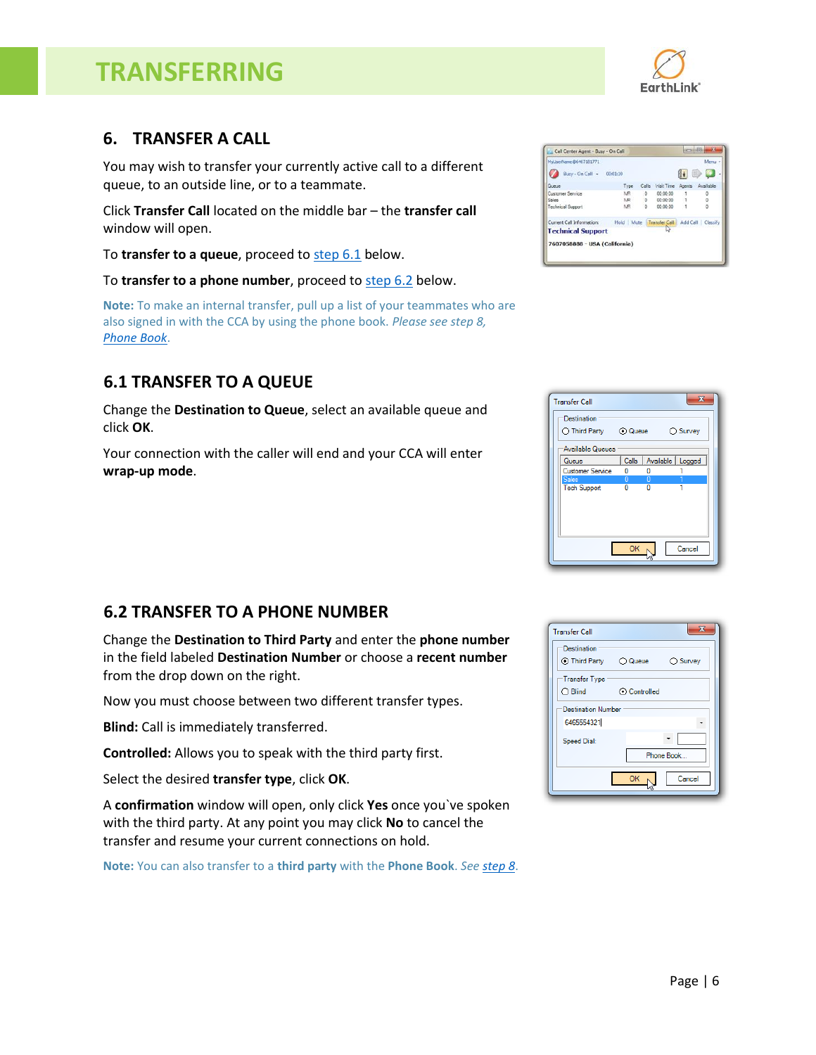# TRANSFERRING

## 6. TRANSFER A CALL

You may wish to transfer your currently active call to a different queue, to an outside line, or to a teammate.

Click **Transfer Call** located on the middle bar – the **transfer call** window will open.

To **transfer to a queue**, proceed to step 6.1 below.

To **transfer to a phone number**, proceed to step 6.2 below.

**Note:** To make an internal transfer, pull up a list of your teammates who are also signed in with the CCA by using the phone book. *Please see step 8, Phone Book*.

## 6.1 TRANSFER TO A QUEUE

Change the **Destination to Queue**, select an available queue and click **OK**.

Your connection with the caller will end and your CCA will enter **wrap-up mode**.

## 6.2 TRANSFER TO A PHONE NUMBER

Change the **Destination to Third Party** and enter the **phone number** in the field labeled **Destination Number** or choose a **recent number** from the drop down on the right.

Now you must choose between two different transfer types.

**Blind:** Call is immediately transferred.

**Controlled:** Allows you to speak with the third party first.

Select the desired **transfer type**, click **OK**.

A **confirmation** window will open, only click **Yes** once you`ve spoken with the third party. At any point you may click **No** to cancel the transfer and resume your current connections on hold.

**Note:** You can also transfer to a **third party** with the **Phone Book**. *See step 8*.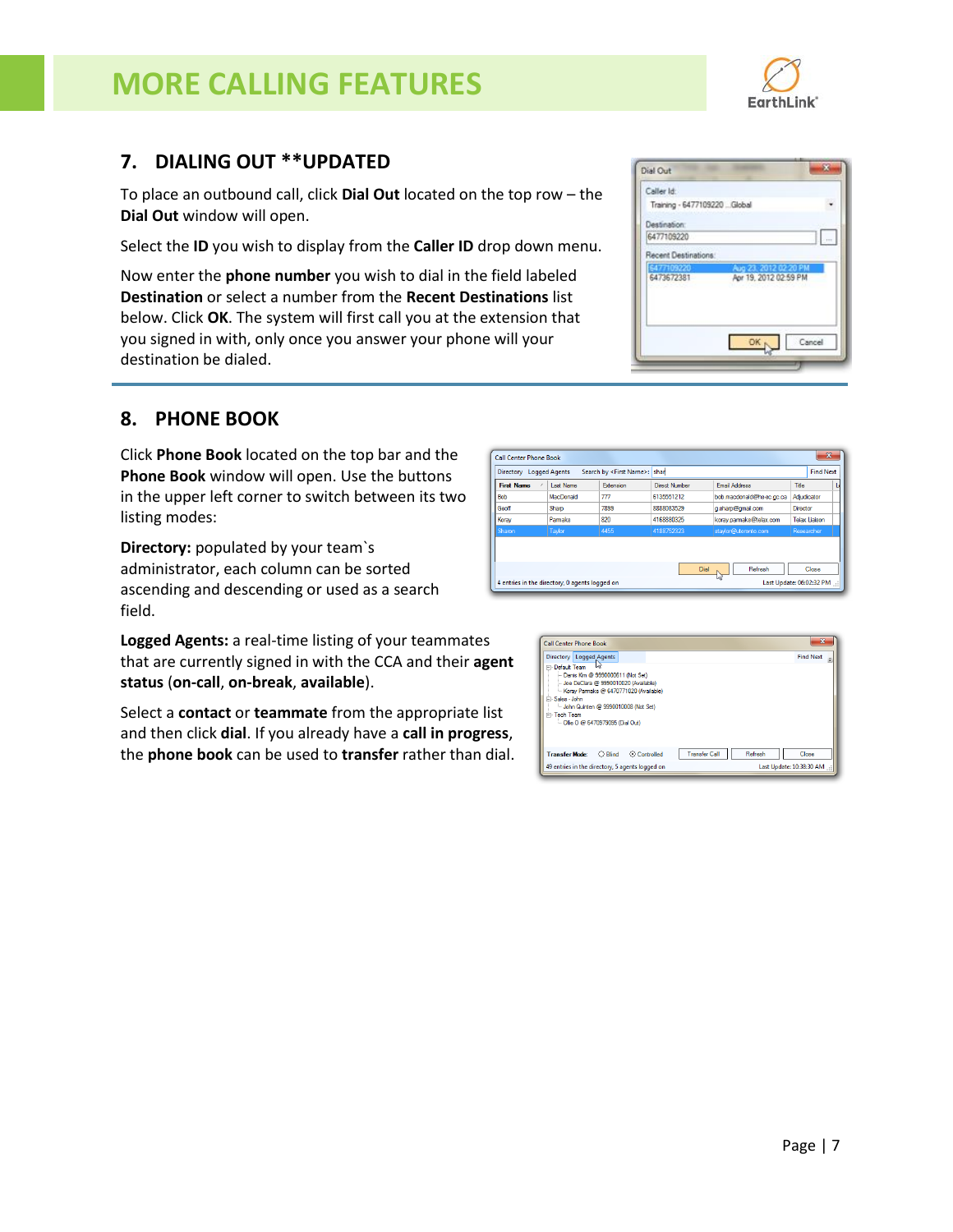# MORE CALLING FEATURES

## 7. DIALING OUT **UPDATED

To place an outbound call, click **Dial Out** located on the top row – the **Dial Out** window will open.

Select the **ID** you wish to display from the **Caller ID** drop down menu.

Now enter the **phone number** you wish to dial in the field labeled **Destination** or select a number from the **Recent Destinations** list below. Click **OK**. The system will first call you at the extension that you signed in with, only once you answer your phone will your destination be dialed.

## 8. PHONE BOOK

Click **Phone Book** located on the top bar and the **Phone Book** window will open. Use the buttons in the upper left corner to switch between its two listing modes:

**Directory:** populated by your team`s administrator, each column can be sorted ascending and descending or used as a search field.

**Logged Agents:** a real-time listing of your teammates that are currently signed in with the CCA and their **agent status** (**on-call**, **on-break**, **available**).

Select a **contact** or **teammate** from the appropriate list and then click **dial**. If you already have a **call in progress**, the **phone book** can be used to **transfer** rather than dial.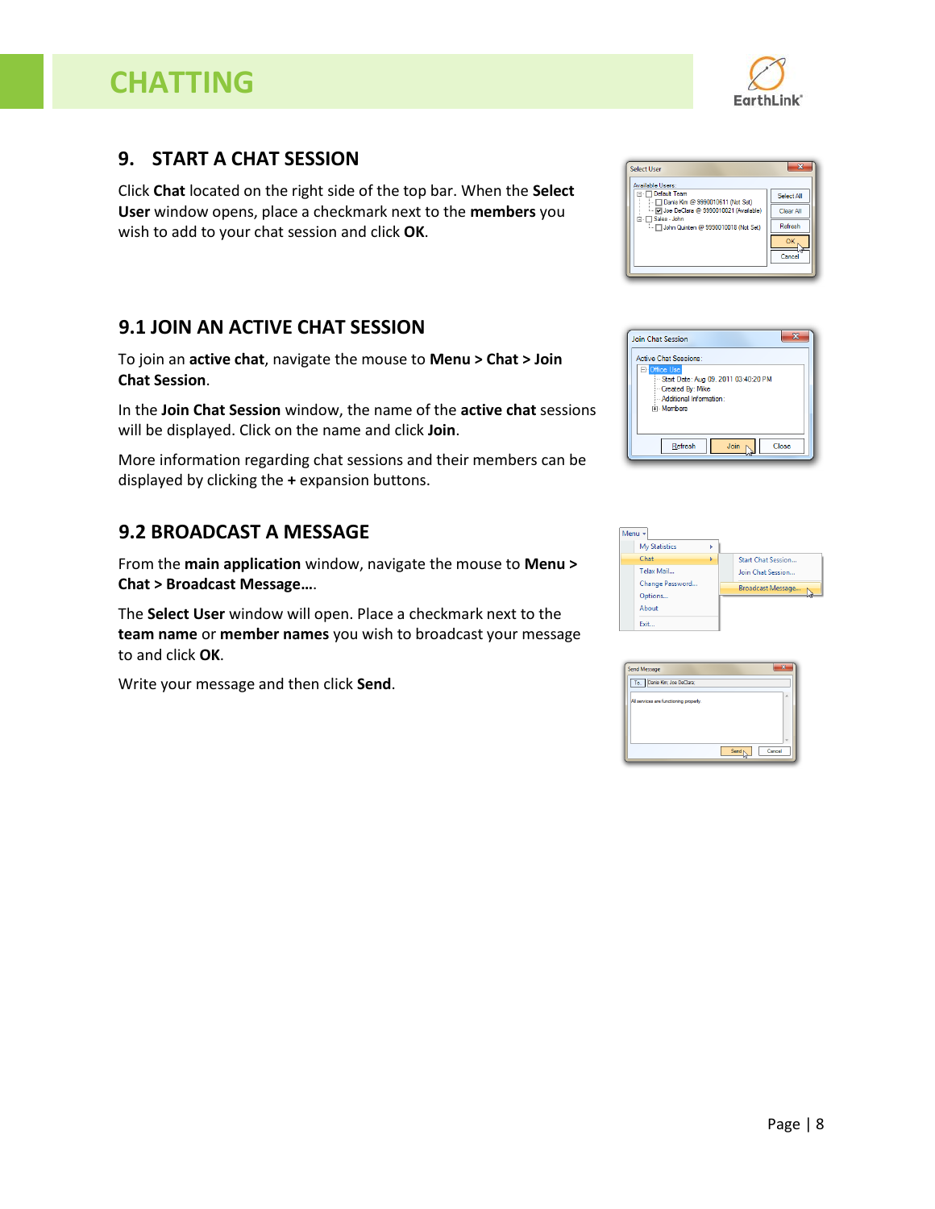# CHATTING

## 9. START A CHAT SESSION

Click **Chat** located on the right side of the top bar. When the **Select User** window opens, place a checkmark next to the **members** you wish to add to your chat session and click **OK**.

## 9.1 JOIN AN ACTIVE CHAT SESSION

To join an **active chat**, navigate the mouse to **Menu > Chat > Join Chat Session**.

In the **Join Chat Session** window, the name of the **active chat** sessions will be displayed. Click on the name and click **Join**.

More information regarding chat sessions and their members can be displayed by clicking the **+** expansion buttons.

## 9.2 BROADCAST A MESSAGE

From the **main application** window, navigate the mouse to **Menu > Chat > Broadcast Message…**.

The **Select User** window will open. Place a checkmark next to the **team name** or **member names** you wish to broadcast your message to and click **OK**.

Write your message and then click **Send**.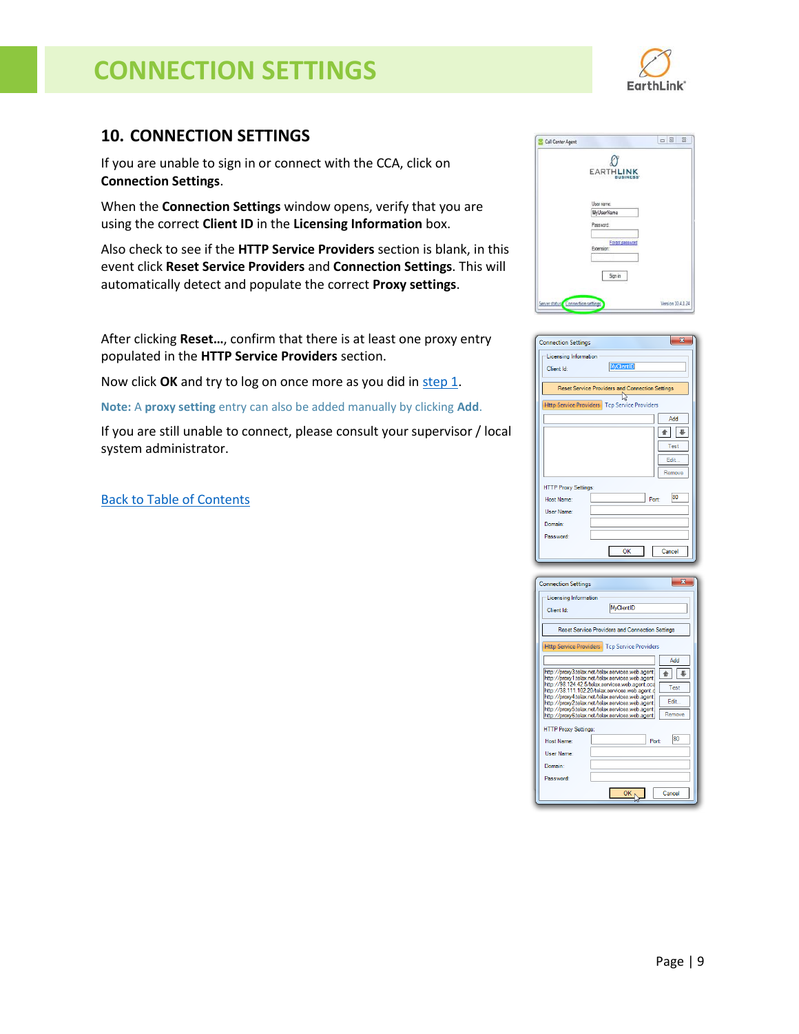# CONNECTION SETTINGS

## 10. CONNECTION SETTINGS

If you are unable to sign in or connect with the CCA, click on **Connection Settings**.

When the **Connection Settings** window opens, verify that you are using the correct **Client ID** in the **Licensing Information** box.

Also check to see if the **HTTP Service Providers** section is blank, in this event click **Reset Service Providers** and **Connection Settings**. This will automatically detect and populate the correct **Proxy settings**.

After clicking **Reset…**, confirm that there is at least one proxy entry populated in the **HTTP Service Providers** section.

Now click **OK** and try to log on once more as you did in step 1.

**Note:** A **proxy setting** entry can also be added manually by clicking **Add**.

If you are still unable to connect, please consult your supervisor / local system administrator.

Back to Table of Contents